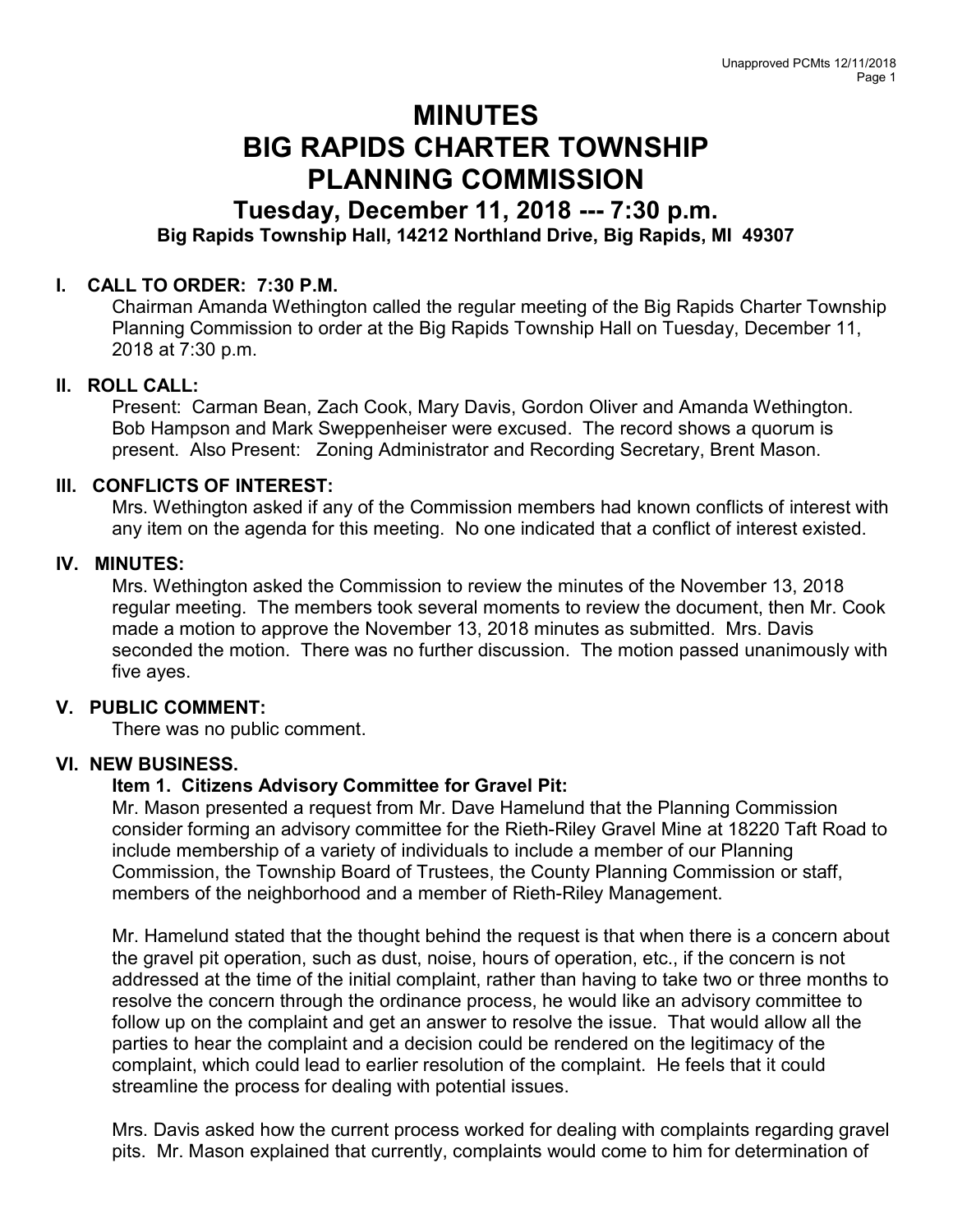# MINUTES
# BIG RAPIDS CHARTER TOWNSHIP
# PLANNING COMMISSION

## Tuesday, December 11, 2018 --- 7:30 p.m.

**Big Rapids Township Hall, 14212 Northland Drive, Big Rapids, MI 49307**

### I. CALL TO ORDER: 7:30 P.M.

Chairman Amanda Wethington called the regular meeting of the Big Rapids Charter Township Planning Commission to order at the Big Rapids Township Hall on Tuesday, December 11, 2018 at 7:30 p.m.

### II. ROLL CALL:

Present: Carman Bean, Zach Cook, Mary Davis, Gordon Oliver and Amanda Wethington. Bob Hampson and Mark Sweppenheiser were excused. The record shows a quorum is present. Also Present: Zoning Administrator and Recording Secretary, Brent Mason.

### III. CONFLICTS OF INTEREST:

Mrs. Wethington asked if any of the Commission members had known conflicts of interest with any item on the agenda for this meeting. No one indicated that a conflict of interest existed.

### IV. MINUTES:

Mrs. Wethington asked the Commission to review the minutes of the November 13, 2018 regular meeting. The members took several moments to review the document, then Mr. Cook made a motion to approve the November 13, 2018 minutes as submitted. Mrs. Davis seconded the motion. There was no further discussion. The motion passed unanimously with five ayes.

### V. PUBLIC COMMENT:

There was no public comment.

### VI. NEW BUSINESS.

**Item 1. Citizens Advisory Committee for Gravel Pit:**

Mr. Mason presented a request from Mr. Dave Hamelund that the Planning Commission consider forming an advisory committee for the Rieth-Riley Gravel Mine at 18220 Taft Road to include membership of a variety of individuals to include a member of our Planning Commission, the Township Board of Trustees, the County Planning Commission or staff, members of the neighborhood and a member of Rieth-Riley Management.

Mr. Hamelund stated that the thought behind the request is that when there is a concern about the gravel pit operation, such as dust, noise, hours of operation, etc., if the concern is not addressed at the time of the initial complaint, rather than having to take two or three months to resolve the concern through the ordinance process, he would like an advisory committee to follow up on the complaint and get an answer to resolve the issue. That would allow all the parties to hear the complaint and a decision could be rendered on the legitimacy of the complaint, which could lead to earlier resolution of the complaint. He feels that it could streamline the process for dealing with potential issues.

Mrs. Davis asked how the current process worked for dealing with complaints regarding gravel pits. Mr. Mason explained that currently, complaints would come to him for determination of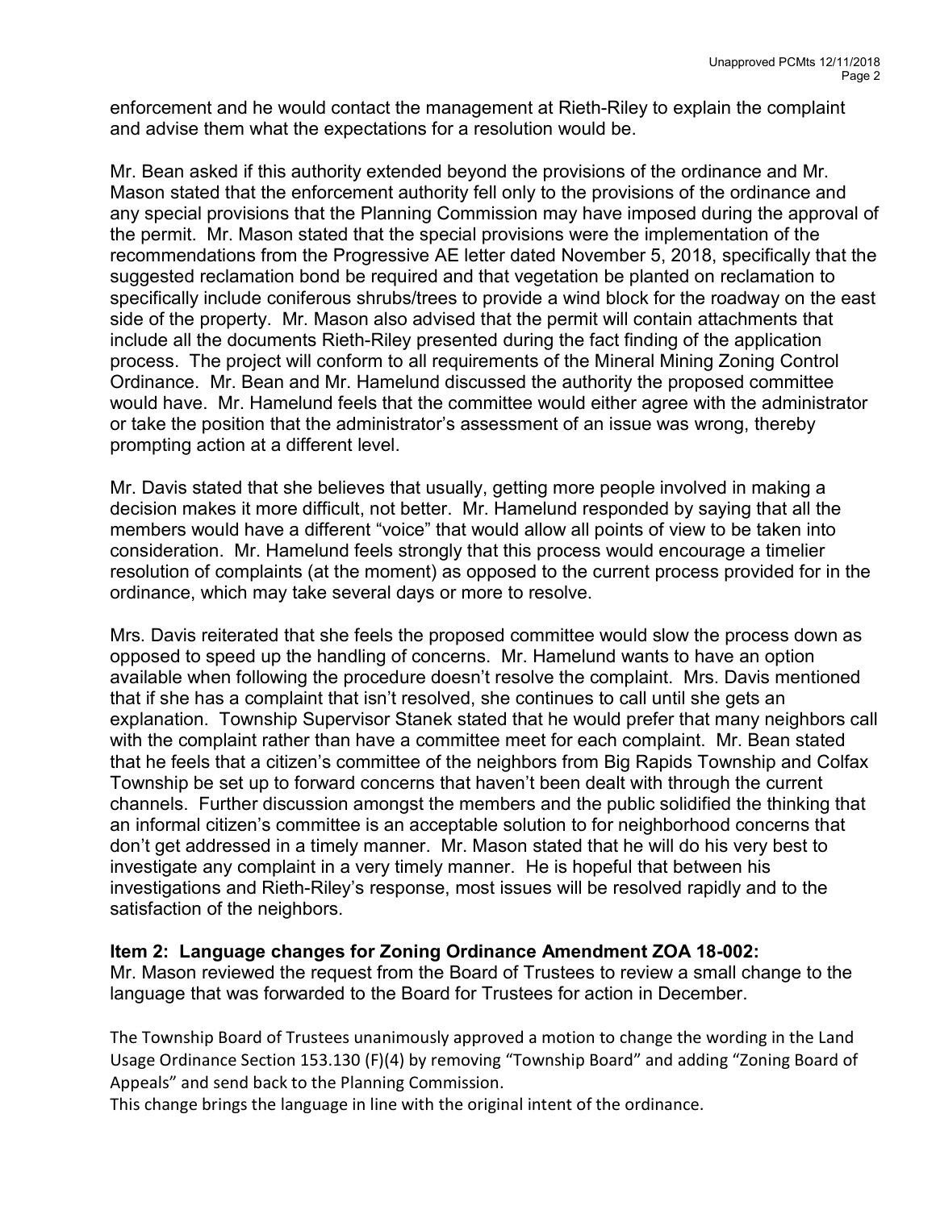enforcement and he would contact the management at Rieth-Riley to explain the complaint and advise them what the expectations for a resolution would be.

Mr. Bean asked if this authority extended beyond the provisions of the ordinance and Mr. Mason stated that the enforcement authority fell only to the provisions of the ordinance and any special provisions that the Planning Commission may have imposed during the approval of the permit. Mr. Mason stated that the special provisions were the implementation of the recommendations from the Progressive AE letter dated November 5, 2018, specifically that the suggested reclamation bond be required and that vegetation be planted on reclamation to specifically include coniferous shrubs/trees to provide a wind block for the roadway on the east side of the property. Mr. Mason also advised that the permit will contain attachments that include all the documents Rieth-Riley presented during the fact finding of the application process. The project will conform to all requirements of the Mineral Mining Zoning Control Ordinance. Mr. Bean and Mr. Hamelund discussed the authority the proposed committee would have. Mr. Hamelund feels that the committee would either agree with the administrator or take the position that the administrator's assessment of an issue was wrong, thereby prompting action at a different level.

Mr. Davis stated that she believes that usually, getting more people involved in making a decision makes it more difficult, not better. Mr. Hamelund responded by saying that all the members would have a different "voice" that would allow all points of view to be taken into consideration. Mr. Hamelund feels strongly that this process would encourage a timelier resolution of complaints (at the moment) as opposed to the current process provided for in the ordinance, which may take several days or more to resolve.

Mrs. Davis reiterated that she feels the proposed committee would slow the process down as opposed to speed up the handling of concerns. Mr. Hamelund wants to have an option available when following the procedure doesn't resolve the complaint. Mrs. Davis mentioned that if she has a complaint that isn't resolved, she continues to call until she gets an explanation. Township Supervisor Stanek stated that he would prefer that many neighbors call with the complaint rather than have a committee meet for each complaint. Mr. Bean stated that he feels that a citizen's committee of the neighbors from Big Rapids Township and Colfax Township be set up to forward concerns that haven't been dealt with through the current channels. Further discussion amongst the members and the public solidified the thinking that an informal citizen's committee is an acceptable solution to for neighborhood concerns that don't get addressed in a timely manner. Mr. Mason stated that he will do his very best to investigate any complaint in a very timely manner. He is hopeful that between his investigations and Rieth-Riley's response, most issues will be resolved rapidly and to the satisfaction of the neighbors.

**Item 2: Language changes for Zoning Ordinance Amendment ZOA 18-002:**

Mr. Mason reviewed the request from the Board of Trustees to review a small change to the language that was forwarded to the Board for Trustees for action in December.

The Township Board of Trustees unanimously approved a motion to change the wording in the Land Usage Ordinance Section 153.130 (F)(4) by removing "Township Board" and adding "Zoning Board of Appeals" and send back to the Planning Commission.

This change brings the language in line with the original intent of the ordinance.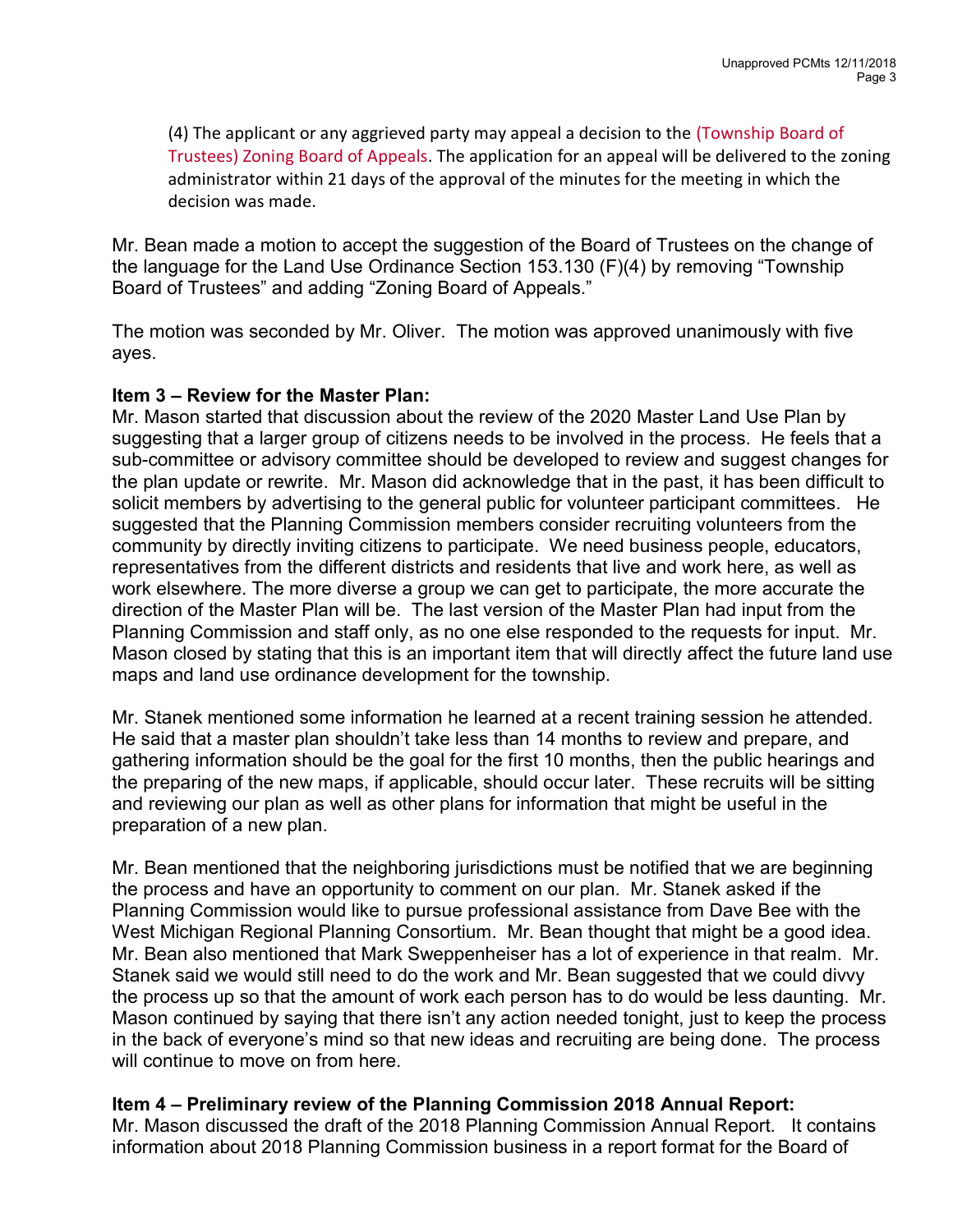(4) The applicant or any aggrieved party may appeal a decision to the (Township Board of Trustees) Zoning Board of Appeals. The application for an appeal will be delivered to the zoning administrator within 21 days of the approval of the minutes for the meeting in which the decision was made.

Mr. Bean made a motion to accept the suggestion of the Board of Trustees on the change of the language for the Land Use Ordinance Section 153.130 (F)(4) by removing "Township Board of Trustees" and adding "Zoning Board of Appeals."

The motion was seconded by Mr. Oliver. The motion was approved unanimously with five ayes.

**Item 3 – Review for the Master Plan:**
Mr. Mason started that discussion about the review of the 2020 Master Land Use Plan by suggesting that a larger group of citizens needs to be involved in the process. He feels that a sub-committee or advisory committee should be developed to review and suggest changes for the plan update or rewrite. Mr. Mason did acknowledge that in the past, it has been difficult to solicit members by advertising to the general public for volunteer participant committees. He suggested that the Planning Commission members consider recruiting volunteers from the community by directly inviting citizens to participate. We need business people, educators, representatives from the different districts and residents that live and work here, as well as work elsewhere. The more diverse a group we can get to participate, the more accurate the direction of the Master Plan will be. The last version of the Master Plan had input from the Planning Commission and staff only, as no one else responded to the requests for input. Mr. Mason closed by stating that this is an important item that will directly affect the future land use maps and land use ordinance development for the township.

Mr. Stanek mentioned some information he learned at a recent training session he attended. He said that a master plan shouldn't take less than 14 months to review and prepare, and gathering information should be the goal for the first 10 months, then the public hearings and the preparing of the new maps, if applicable, should occur later. These recruits will be sitting and reviewing our plan as well as other plans for information that might be useful in the preparation of a new plan.

Mr. Bean mentioned that the neighboring jurisdictions must be notified that we are beginning the process and have an opportunity to comment on our plan. Mr. Stanek asked if the Planning Commission would like to pursue professional assistance from Dave Bee with the West Michigan Regional Planning Consortium. Mr. Bean thought that might be a good idea. Mr. Bean also mentioned that Mark Sweppenheiser has a lot of experience in that realm. Mr. Stanek said we would still need to do the work and Mr. Bean suggested that we could divvy the process up so that the amount of work each person has to do would be less daunting. Mr. Mason continued by saying that there isn't any action needed tonight, just to keep the process in the back of everyone's mind so that new ideas and recruiting are being done. The process will continue to move on from here.

**Item 4 – Preliminary review of the Planning Commission 2018 Annual Report:**
Mr. Mason discussed the draft of the 2018 Planning Commission Annual Report. It contains information about 2018 Planning Commission business in a report format for the Board of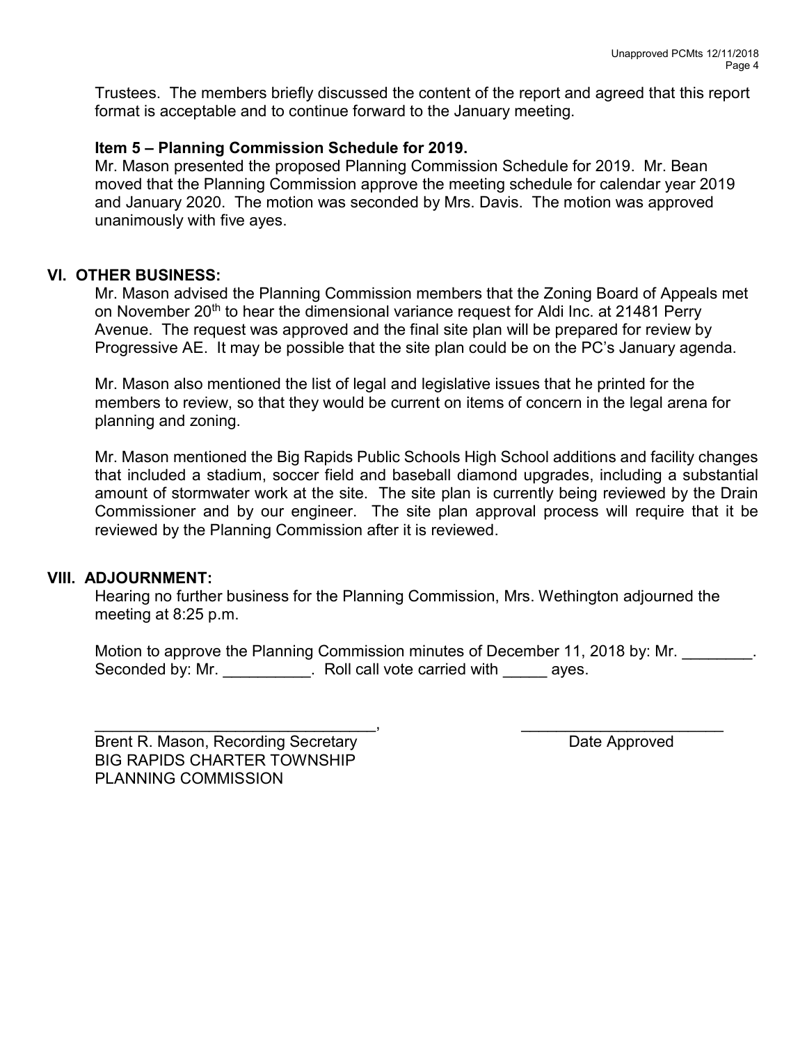Trustees. The members briefly discussed the content of the report and agreed that this report format is acceptable and to continue forward to the January meeting.

**Item 5 – Planning Commission Schedule for 2019.**

Mr. Mason presented the proposed Planning Commission Schedule for 2019. Mr. Bean moved that the Planning Commission approve the meeting schedule for calendar year 2019 and January 2020. The motion was seconded by Mrs. Davis. The motion was approved unanimously with five ayes.

## VI. OTHER BUSINESS:

Mr. Mason advised the Planning Commission members that the Zoning Board of Appeals met on November 20th to hear the dimensional variance request for Aldi Inc. at 21481 Perry Avenue. The request was approved and the final site plan will be prepared for review by Progressive AE. It may be possible that the site plan could be on the PC's January agenda.

Mr. Mason also mentioned the list of legal and legislative issues that he printed for the members to review, so that they would be current on items of concern in the legal arena for planning and zoning.

Mr. Mason mentioned the Big Rapids Public Schools High School additions and facility changes that included a stadium, soccer field and baseball diamond upgrades, including a substantial amount of stormwater work at the site. The site plan is currently being reviewed by the Drain Commissioner and by our engineer. The site plan approval process will require that it be reviewed by the Planning Commission after it is reviewed.

## VIII. ADJOURNMENT:

Hearing no further business for the Planning Commission, Mrs. Wethington adjourned the meeting at 8:25 p.m.

Motion to approve the Planning Commission minutes of December 11, 2018 by: Mr. ________.
Seconded by: Mr. __________. Roll call vote carried with _____ ayes.

_________________________________, ________________________

Brent R. Mason, Recording Secretary Date Approved
BIG RAPIDS CHARTER TOWNSHIP
PLANNING COMMISSION